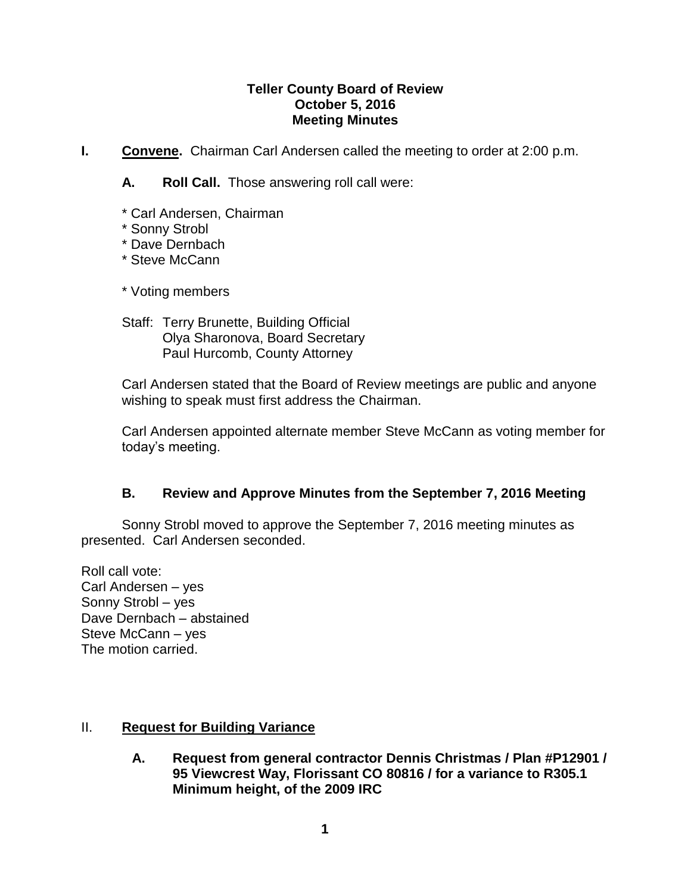# Teller County Board of Review
## October 5, 2016
## Meeting Minutes

**I. Convene.** Chairman Carl Andersen called the meeting to order at 2:00 p.m.

**A. Roll Call.** Those answering roll call were:

* Carl Andersen, Chairman
* Sonny Strobl
* Dave Dernbach
* Steve McCann

* Voting members

Staff: Terry Brunette, Building Official
Olya Sharonova, Board Secretary
Paul Hurcomb, County Attorney

Carl Andersen stated that the Board of Review meetings are public and anyone wishing to speak must first address the Chairman.

Carl Andersen appointed alternate member Steve McCann as voting member for today's meeting.

**B. Review and Approve Minutes from the September 7, 2016 Meeting**

Sonny Strobl moved to approve the September 7, 2016 meeting minutes as presented. Carl Andersen seconded.

Roll call vote:
Carl Andersen – yes
Sonny Strobl – yes
Dave Dernbach – abstained
Steve McCann – yes
The motion carried.

## II. Request for Building Variance

**A. Request from general contractor Dennis Christmas / Plan #P12901 / 95 Viewcrest Way, Florissant CO 80816 / for a variance to R305.1 Minimum height, of the 2009 IRC**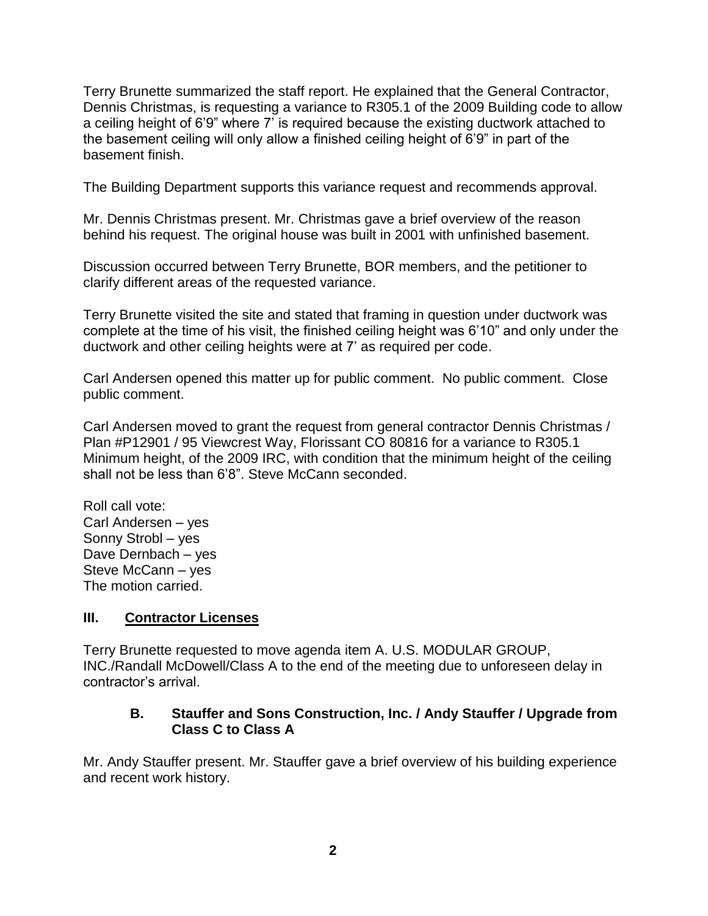Terry Brunette summarized the staff report. He explained that the General Contractor, Dennis Christmas, is requesting a variance to R305.1 of the 2009 Building code to allow a ceiling height of 6'9" where 7' is required because the existing ductwork attached to the basement ceiling will only allow a finished ceiling height of 6'9" in part of the basement finish.

The Building Department supports this variance request and recommends approval.

Mr. Dennis Christmas present. Mr. Christmas gave a brief overview of the reason behind his request. The original house was built in 2001 with unfinished basement.

Discussion occurred between Terry Brunette, BOR members, and the petitioner to clarify different areas of the requested variance.

Terry Brunette visited the site and stated that framing in question under ductwork was complete at the time of his visit, the finished ceiling height was 6'10" and only under the ductwork and other ceiling heights were at 7' as required per code.

Carl Andersen opened this matter up for public comment. No public comment. Close public comment.

Carl Andersen moved to grant the request from general contractor Dennis Christmas / Plan #P12901 / 95 Viewcrest Way, Florissant CO 80816 for a variance to R305.1 Minimum height, of the 2009 IRC, with condition that the minimum height of the ceiling shall not be less than 6'8". Steve McCann seconded.

Roll call vote:
Carl Andersen – yes
Sonny Strobl – yes
Dave Dernbach – yes
Steve McCann – yes
The motion carried.

## III. Contractor Licenses

Terry Brunette requested to move agenda item A. U.S. MODULAR GROUP, INC./Randall McDowell/Class A to the end of the meeting due to unforeseen delay in contractor's arrival.

### B. Stauffer and Sons Construction, Inc. / Andy Stauffer / Upgrade from Class C to Class A

Mr. Andy Stauffer present. Mr. Stauffer gave a brief overview of his building experience and recent work history.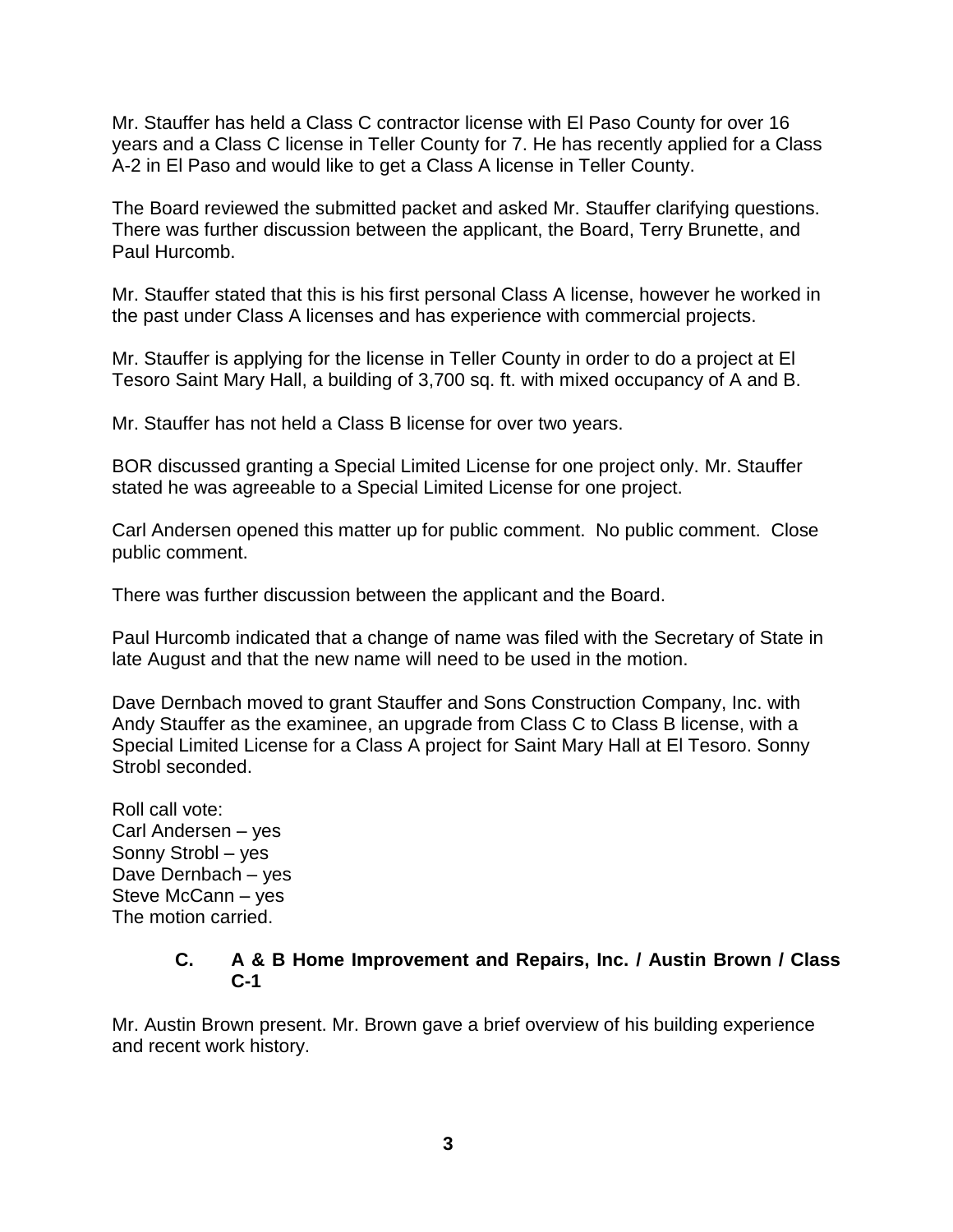Mr. Stauffer has held a Class C contractor license with El Paso County for over 16 years and a Class C license in Teller County for 7. He has recently applied for a Class A-2 in El Paso and would like to get a Class A license in Teller County.

The Board reviewed the submitted packet and asked Mr. Stauffer clarifying questions. There was further discussion between the applicant, the Board, Terry Brunette, and Paul Hurcomb.

Mr. Stauffer stated that this is his first personal Class A license, however he worked in the past under Class A licenses and has experience with commercial projects.

Mr. Stauffer is applying for the license in Teller County in order to do a project at El Tesoro Saint Mary Hall, a building of 3,700 sq. ft. with mixed occupancy of A and B.

Mr. Stauffer has not held a Class B license for over two years.

BOR discussed granting a Special Limited License for one project only. Mr. Stauffer stated he was agreeable to a Special Limited License for one project.

Carl Andersen opened this matter up for public comment. No public comment. Close public comment.

There was further discussion between the applicant and the Board.

Paul Hurcomb indicated that a change of name was filed with the Secretary of State in late August and that the new name will need to be used in the motion.

Dave Dernbach moved to grant Stauffer and Sons Construction Company, Inc. with Andy Stauffer as the examinee, an upgrade from Class C to Class B license, with a Special Limited License for a Class A project for Saint Mary Hall at El Tesoro. Sonny Strobl seconded.

Roll call vote:
Carl Andersen – yes
Sonny Strobl – yes
Dave Dernbach – yes
Steve McCann – yes
The motion carried.

### C. A & B Home Improvement and Repairs, Inc. / Austin Brown / Class C-1

Mr. Austin Brown present. Mr. Brown gave a brief overview of his building experience and recent work history.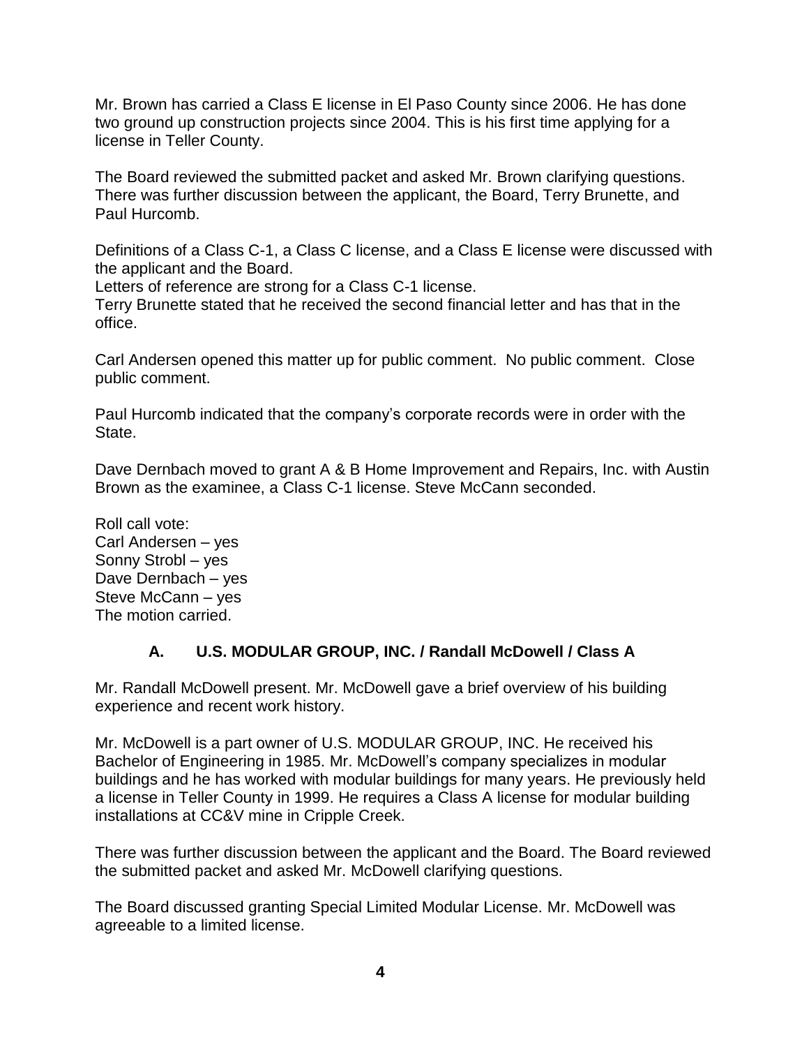Mr. Brown has carried a Class E license in El Paso County since 2006. He has done two ground up construction projects since 2004. This is his first time applying for a license in Teller County.

The Board reviewed the submitted packet and asked Mr. Brown clarifying questions. There was further discussion between the applicant, the Board, Terry Brunette, and Paul Hurcomb.

Definitions of a Class C-1, a Class C license, and a Class E license were discussed with the applicant and the Board.
Letters of reference are strong for a Class C-1 license.
Terry Brunette stated that he received the second financial letter and has that in the office.

Carl Andersen opened this matter up for public comment. No public comment. Close public comment.

Paul Hurcomb indicated that the company's corporate records were in order with the State.

Dave Dernbach moved to grant A & B Home Improvement and Repairs, Inc. with Austin Brown as the examinee, a Class C-1 license. Steve McCann seconded.

Roll call vote:
Carl Andersen – yes
Sonny Strobl – yes
Dave Dernbach – yes
Steve McCann – yes
The motion carried.

### A. U.S. MODULAR GROUP, INC. / Randall McDowell / Class A

Mr. Randall McDowell present. Mr. McDowell gave a brief overview of his building experience and recent work history.

Mr. McDowell is a part owner of U.S. MODULAR GROUP, INC. He received his Bachelor of Engineering in 1985. Mr. McDowell's company specializes in modular buildings and he has worked with modular buildings for many years. He previously held a license in Teller County in 1999. He requires a Class A license for modular building installations at CC&V mine in Cripple Creek.

There was further discussion between the applicant and the Board. The Board reviewed the submitted packet and asked Mr. McDowell clarifying questions.

The Board discussed granting Special Limited Modular License. Mr. McDowell was agreeable to a limited license.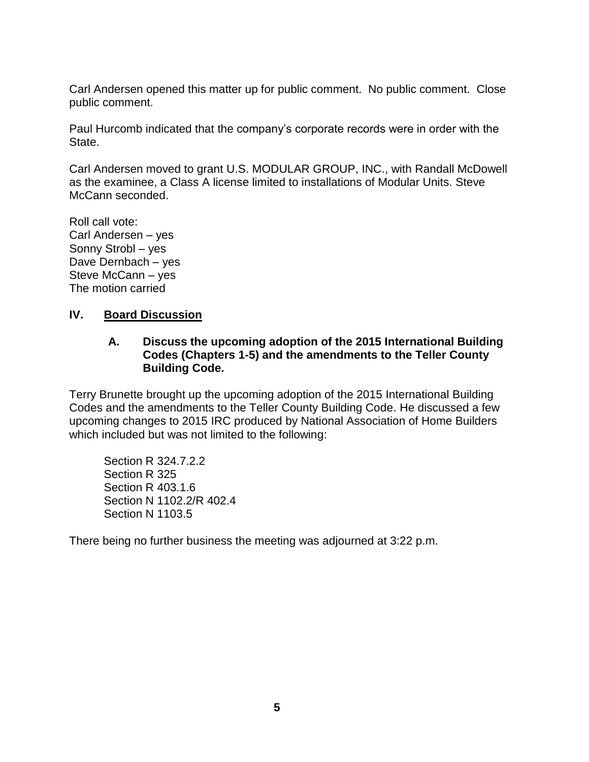Carl Andersen opened this matter up for public comment. No public comment. Close public comment.

Paul Hurcomb indicated that the company's corporate records were in order with the State.

Carl Andersen moved to grant U.S. MODULAR GROUP, INC., with Randall McDowell as the examinee, a Class A license limited to installations of Modular Units. Steve McCann seconded.

Roll call vote:
Carl Andersen – yes
Sonny Strobl – yes
Dave Dernbach – yes
Steve McCann – yes
The motion carried

## IV. Board Discussion

### A. Discuss the upcoming adoption of the 2015 International Building Codes (Chapters 1-5) and the amendments to the Teller County Building Code.

Terry Brunette brought up the upcoming adoption of the 2015 International Building Codes and the amendments to the Teller County Building Code. He discussed a few upcoming changes to 2015 IRC produced by National Association of Home Builders which included but was not limited to the following:

Section R 324.7.2.2
Section R 325
Section R 403.1.6
Section N 1102.2/R 402.4
Section N 1103.5

There being no further business the meeting was adjourned at 3:22 p.m.